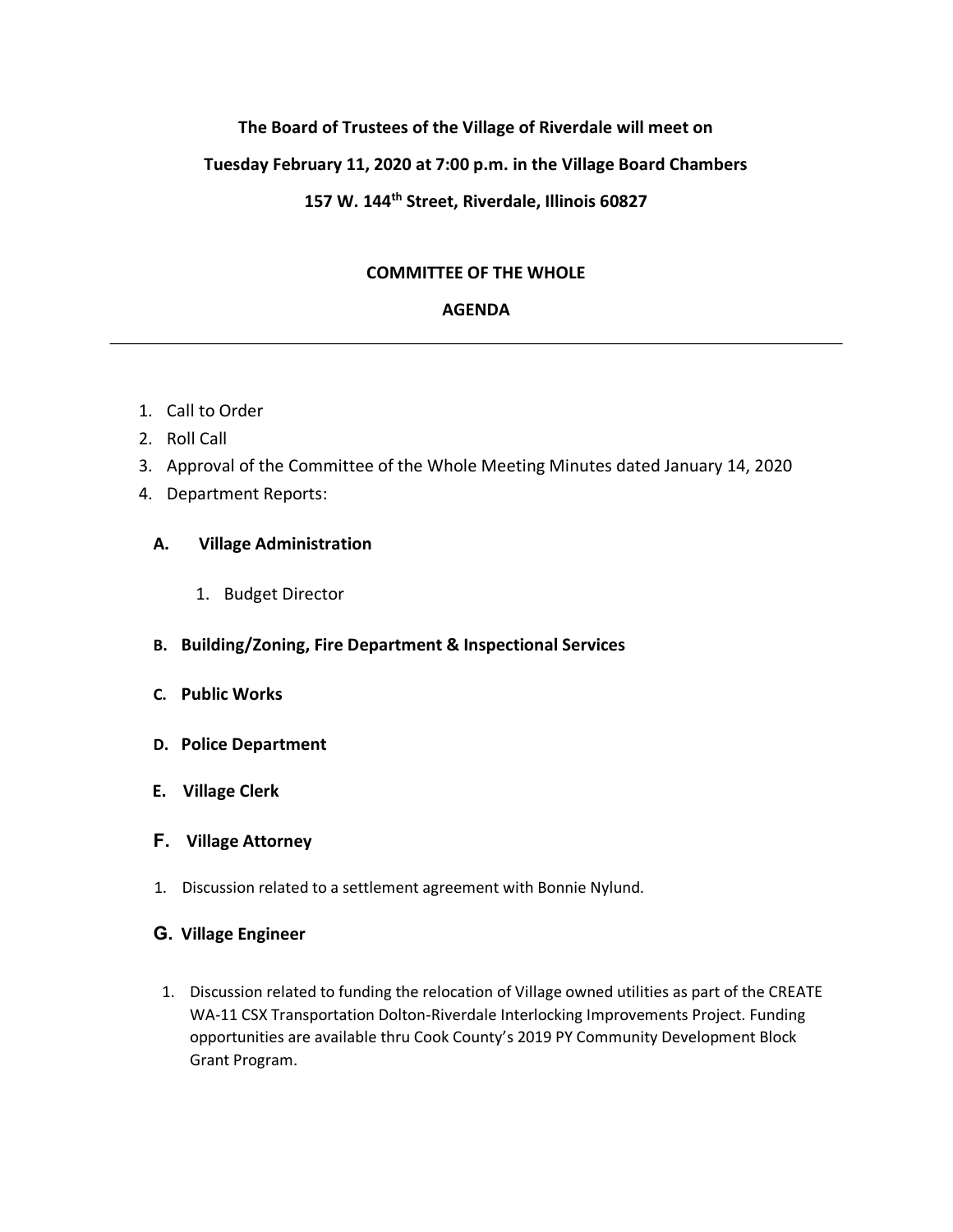**The Board of Trustees of the Village of Riverdale will meet on**

**Tuesday February 11, 2020 at 7:00 p.m. in the Village Board Chambers**

**157 W. 144th Street, Riverdale, Illinois 60827**

## COMMITTEE OF THE WHOLE

## AGENDA

---

1. Call to Order
2. Roll Call
3. Approval of the Committee of the Whole Meeting Minutes dated January 14, 2020
4. Department Reports:

### A. Village Administration

1. Budget Director

### B. Building/Zoning, Fire Department & Inspectional Services

### C. Public Works

### D. Police Department

### E. Village Clerk

### F. Village Attorney

1. Discussion related to a settlement agreement with Bonnie Nylund.

### G. Village Engineer

1. Discussion related to funding the relocation of Village owned utilities as part of the CREATE WA-11 CSX Transportation Dolton-Riverdale Interlocking Improvements Project. Funding opportunities are available thru Cook County's 2019 PY Community Development Block Grant Program.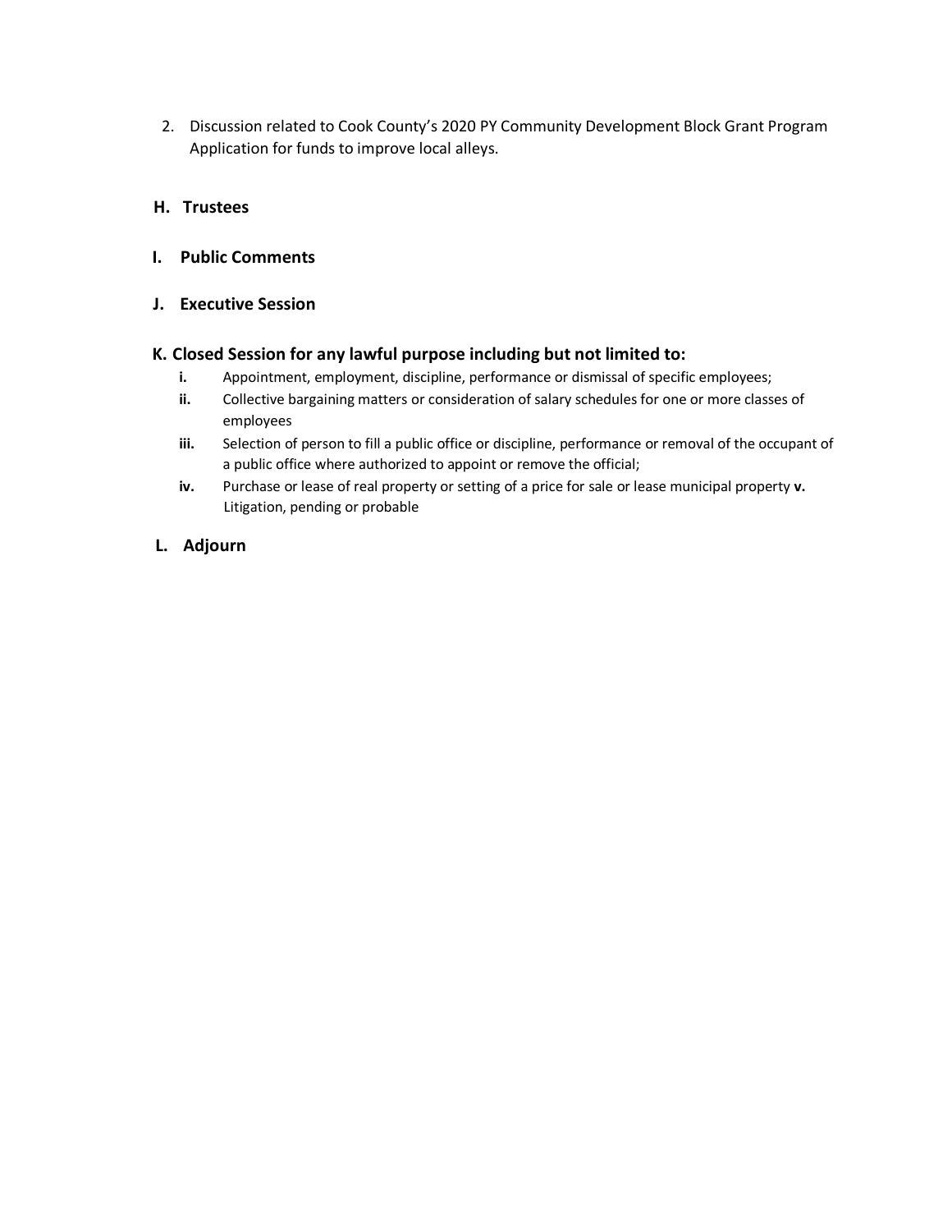2. Discussion related to Cook County's 2020 PY Community Development Block Grant Program Application for funds to improve local alleys.

## H. Trustees

## I. Public Comments

## J. Executive Session

## K. Closed Session for any lawful purpose including but not limited to:

- **i.** Appointment, employment, discipline, performance or dismissal of specific employees;
- **ii.** Collective bargaining matters or consideration of salary schedules for one or more classes of employees
- **iii.** Selection of person to fill a public office or discipline, performance or removal of the occupant of a public office where authorized to appoint or remove the official;
- **iv.** Purchase or lease of real property or setting of a price for sale or lease municipal property **v.** Litigation, pending or probable

## L. Adjourn